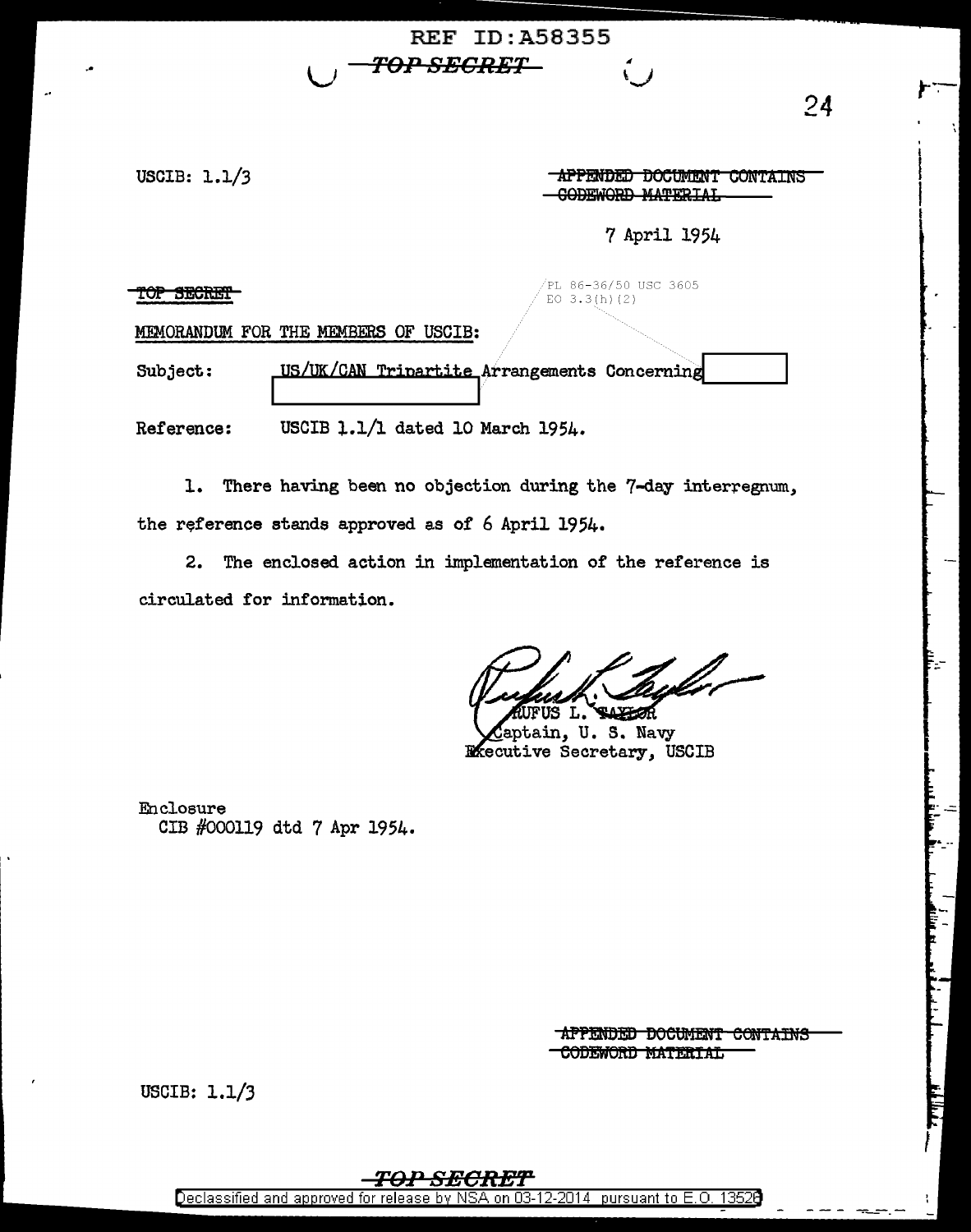REF ID:A58355

~~TOP SECRET~~

USCIB: 1.1/3

~~APPENDED DOCUMENT CONTAINS CODEWORD MATERIAL~~

7 April 1954

~~TOP SECRET~~

PL 86-36/50 USC 3605
EO 3.3(h)(2)

MEMORANDUM FOR THE MEMBERS OF USCIB:

Subject: US/UK/CAN Tripartite Arrangements Concerning [REDACTED] [REDACTED]

Reference: USCIB 1.1/1 dated 10 March 1954.

1. There having been no objection during the 7-day interregnum, the reference stands approved as of 6 April 1954.

2. The enclosed action in implementation of the reference is circulated for information.

RUFUS L. TAYLOR
Captain, U. S. Navy
Executive Secretary, USCIB

Enclosure
CIB #000119 dtd 7 Apr 1954.

~~APPENDED DOCUMENT CONTAINS CODEWORD MATERIAL~~

USCIB: 1.1/3

~~TOP SECRET~~

Declassified and approved for release by NSA on 03-12-2014 pursuant to E.O. 13526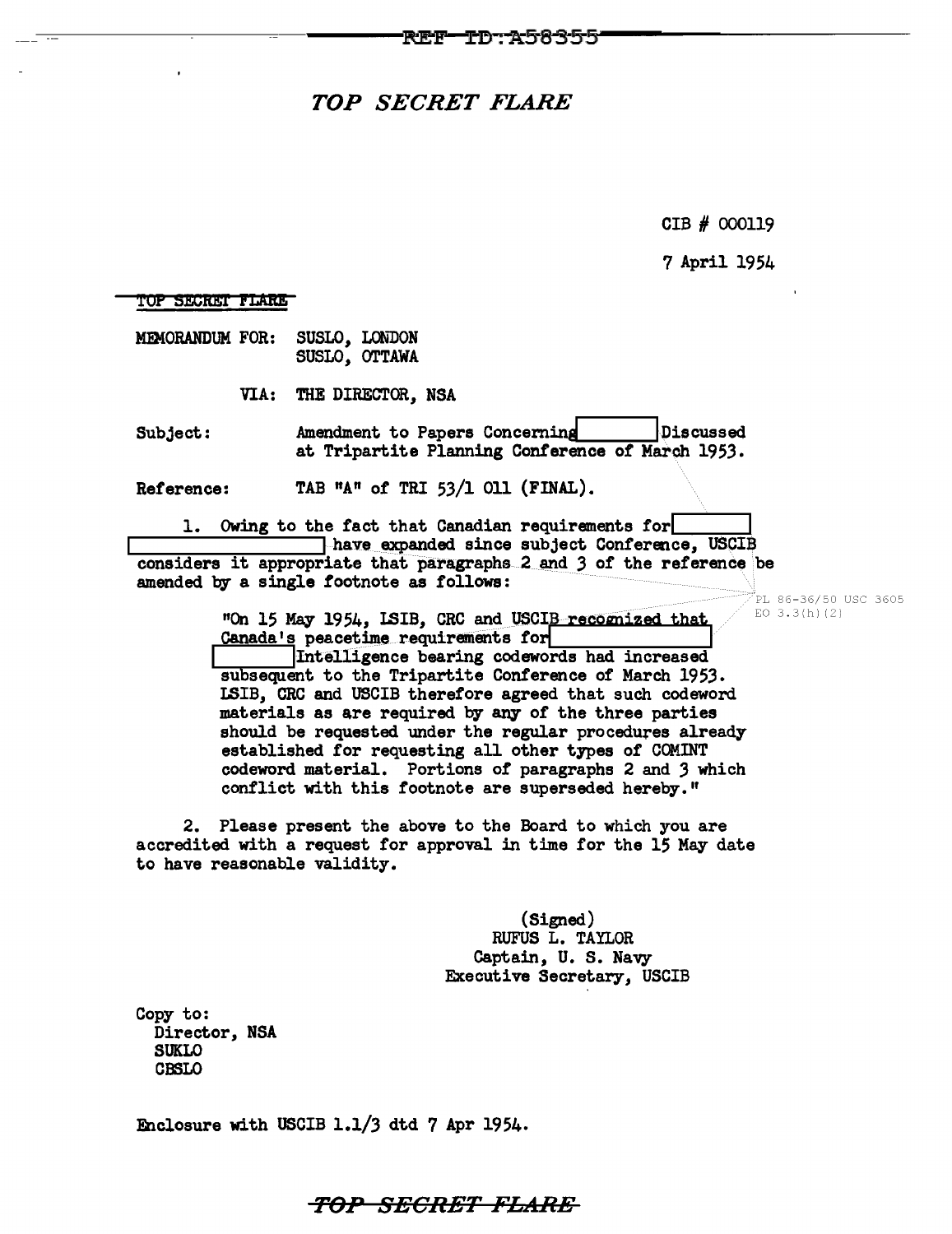REF ID:A58355

*TOP SECRET FLARE*

CIB # 000119

7 April 1954

~~TOP SECRET FLARE~~

MEMORANDUM FOR: SUSLO, LONDON
SUSLO, OTTAWA

VIA: THE DIRECTOR, NSA

Subject: Amendment to Papers Concerning [REDACTED] Discussed at Tripartite Planning Conference of March 1953.

Reference: TAB "A" of TRI 53/1 011 (FINAL).

1. Owing to the fact that Canadian requirements for [REDACTED] [REDACTED] have expanded since subject Conference, USCIB considers it appropriate that paragraphs 2 and 3 of the reference be amended by a single footnote as follows:

PL 86-36/50 USC 3605
EO 3.3(h)(2)

> "On 15 May 1954, LSIB, CRC and USCIB recognized that Canada's peacetime requirements for [REDACTED] [REDACTED] Intelligence bearing codewords had increased subsequent to the Tripartite Conference of March 1953. LSIB, CRC and USCIB therefore agreed that such codeword materials as are required by any of the three parties should be requested under the regular procedures already established for requesting all other types of COMINT codeword material. Portions of paragraphs 2 and 3 which conflict with this footnote are superseded hereby."

2. Please present the above to the Board to which you are accredited with a request for approval in time for the 15 May date to have reasonable validity.

(Signed)
RUFUS L. TAYLOR
Captain, U. S. Navy
Executive Secretary, USCIB

Copy to:
Director, NSA
SUKLO
CBSLO

Enclosure with USCIB 1.1/3 dtd 7 Apr 1954.

~~*TOP SECRET FLARE*~~